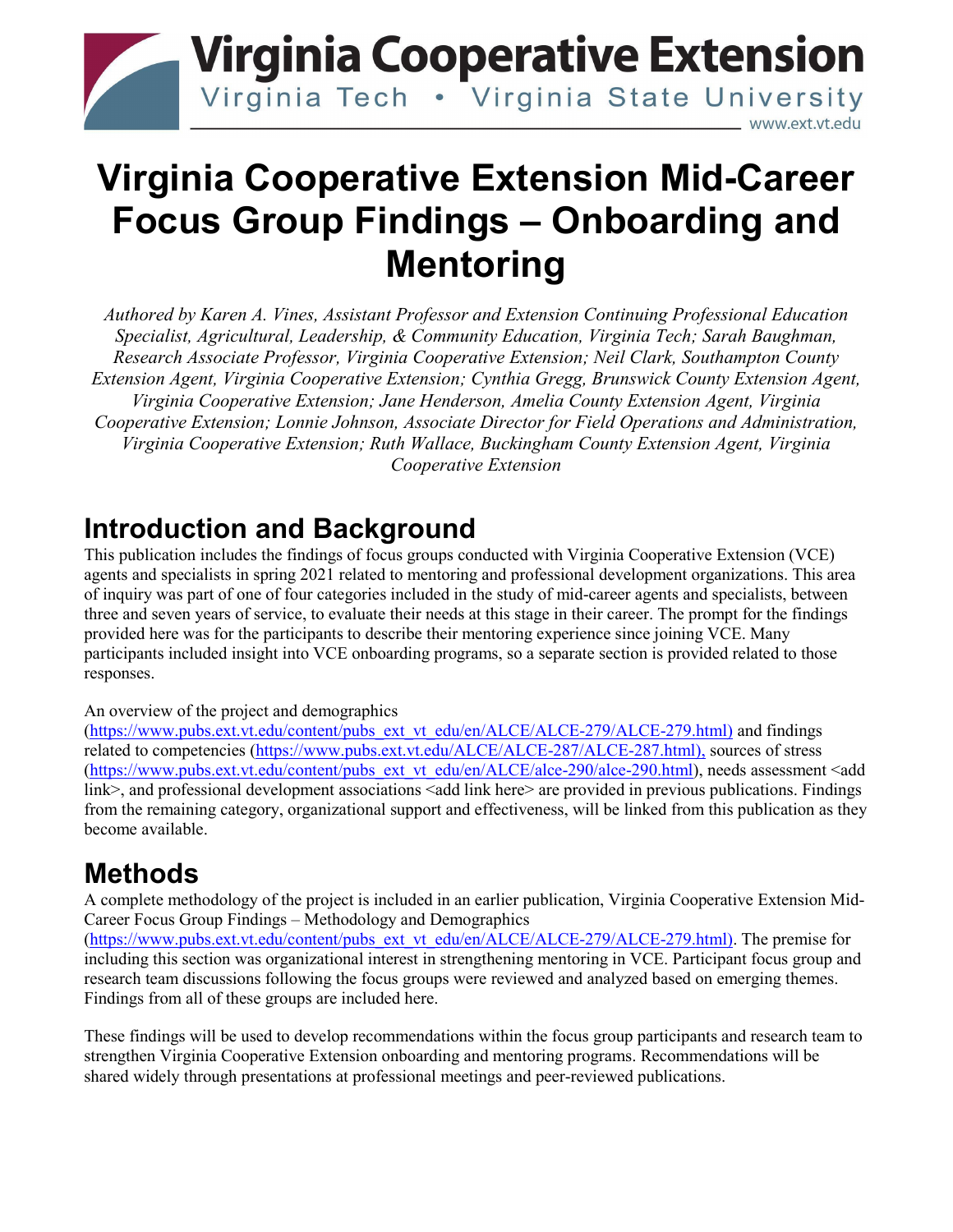# Virginia Cooperative Extension Mid-Career Focus Group Findings – Onboarding and Mentoring

*Authored by Karen A. Vines, Assistant Professor and Extension Continuing Professional Education Specialist, Agricultural, Leadership, & Community Education, Virginia Tech; Sarah Baughman, Research Associate Professor, Virginia Cooperative Extension; Neil Clark, Southampton County Extension Agent, Virginia Cooperative Extension; Cynthia Gregg, Brunswick County Extension Agent, Virginia Cooperative Extension; Jane Henderson, Amelia County Extension Agent, Virginia Cooperative Extension; Lonnie Johnson, Associate Director for Field Operations and Administration, Virginia Cooperative Extension; Ruth Wallace, Buckingham County Extension Agent, Virginia Cooperative Extension*

## Introduction and Background

This publication includes the findings of focus groups conducted with Virginia Cooperative Extension (VCE) agents and specialists in spring 2021 related to mentoring and professional development organizations. This area of inquiry was part of one of four categories included in the study of mid-career agents and specialists, between three and seven years of service, to evaluate their needs at this stage in their career. The prompt for the findings provided here was for the participants to describe their mentoring experience since joining VCE. Many participants included insight into VCE onboarding programs, so a separate section is provided related to those responses.

An overview of the project and demographics (https://www.pubs.ext.vt.edu/content/pubs_ext_vt_edu/en/ALCE/ALCE-279/ALCE-279.html) and findings related to competencies (https://www.pubs.ext.vt.edu/ALCE/ALCE-287/ALCE-287.html), sources of stress (https://www.pubs.ext.vt.edu/content/pubs_ext_vt_edu/en/ALCE/alce-290/alce-290.html), needs assessment <add link>, and professional development associations <add link here> are provided in previous publications. Findings from the remaining category, organizational support and effectiveness, will be linked from this publication as they become available.

## Methods

A complete methodology of the project is included in an earlier publication, Virginia Cooperative Extension Mid-Career Focus Group Findings – Methodology and Demographics (https://www.pubs.ext.vt.edu/content/pubs_ext_vt_edu/en/ALCE/ALCE-279/ALCE-279.html). The premise for including this section was organizational interest in strengthening mentoring in VCE. Participant focus group and research team discussions following the focus groups were reviewed and analyzed based on emerging themes. Findings from all of these groups are included here.

These findings will be used to develop recommendations within the focus group participants and research team to strengthen Virginia Cooperative Extension onboarding and mentoring programs. Recommendations will be shared widely through presentations at professional meetings and peer-reviewed publications.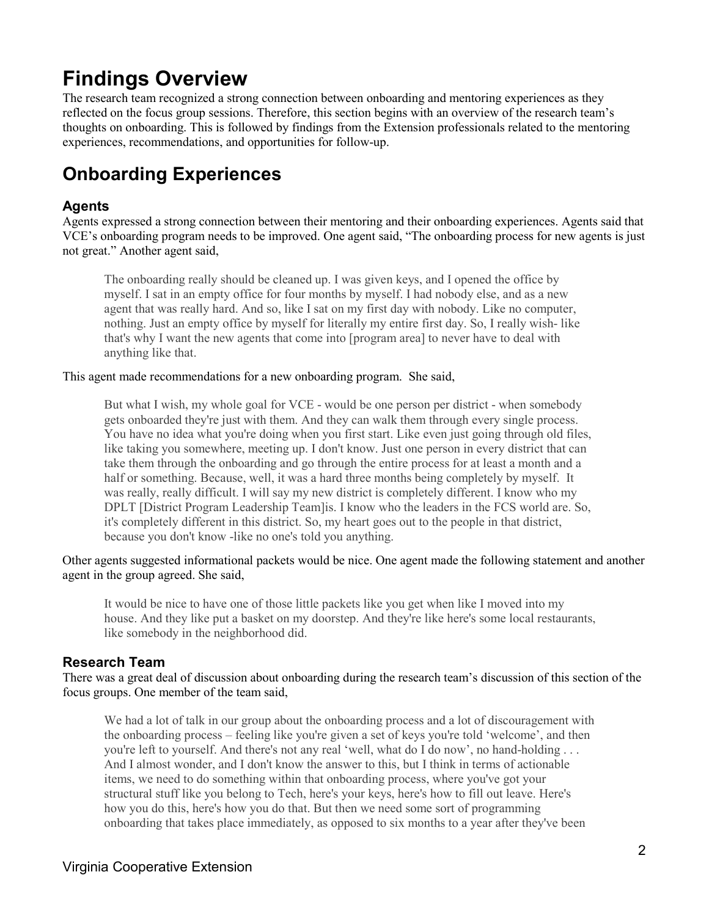# Findings Overview

The research team recognized a strong connection between onboarding and mentoring experiences as they reflected on the focus group sessions. Therefore, this section begins with an overview of the research team's thoughts on onboarding. This is followed by findings from the Extension professionals related to the mentoring experiences, recommendations, and opportunities for follow-up.

# Onboarding Experiences

## Agents

Agents expressed a strong connection between their mentoring and their onboarding experiences. Agents said that VCE's onboarding program needs to be improved. One agent said, "The onboarding process for new agents is just not great." Another agent said,

> The onboarding really should be cleaned up. I was given keys, and I opened the office by myself. I sat in an empty office for four months by myself. I had nobody else, and as a new agent that was really hard. And so, like I sat on my first day with nobody. Like no computer, nothing. Just an empty office by myself for literally my entire first day. So, I really wish- like that's why I want the new agents that come into [program area] to never have to deal with anything like that.

This agent made recommendations for a new onboarding program. She said,

> But what I wish, my whole goal for VCE - would be one person per district - when somebody gets onboarded they're just with them. And they can walk them through every single process. You have no idea what you're doing when you first start. Like even just going through old files, like taking you somewhere, meeting up. I don't know. Just one person in every district that can take them through the onboarding and go through the entire process for at least a month and a half or something. Because, well, it was a hard three months being completely by myself. It was really, really difficult. I will say my new district is completely different. I know who my DPLT [District Program Leadership Team]is. I know who the leaders in the FCS world are. So, it's completely different in this district. So, my heart goes out to the people in that district, because you don't know -like no one's told you anything.

Other agents suggested informational packets would be nice. One agent made the following statement and another agent in the group agreed. She said,

> It would be nice to have one of those little packets like you get when like I moved into my house. And they like put a basket on my doorstep. And they're like here's some local restaurants, like somebody in the neighborhood did.

## Research Team

There was a great deal of discussion about onboarding during the research team's discussion of this section of the focus groups. One member of the team said,

> We had a lot of talk in our group about the onboarding process and a lot of discouragement with the onboarding process – feeling like you're given a set of keys you're told 'welcome', and then you're left to yourself. And there's not any real 'well, what do I do now', no hand-holding . . . And I almost wonder, and I don't know the answer to this, but I think in terms of actionable items, we need to do something within that onboarding process, where you've got your structural stuff like you belong to Tech, here's your keys, here's how to fill out leave. Here's how you do this, here's how you do that. But then we need some sort of programming onboarding that takes place immediately, as opposed to six months to a year after they've been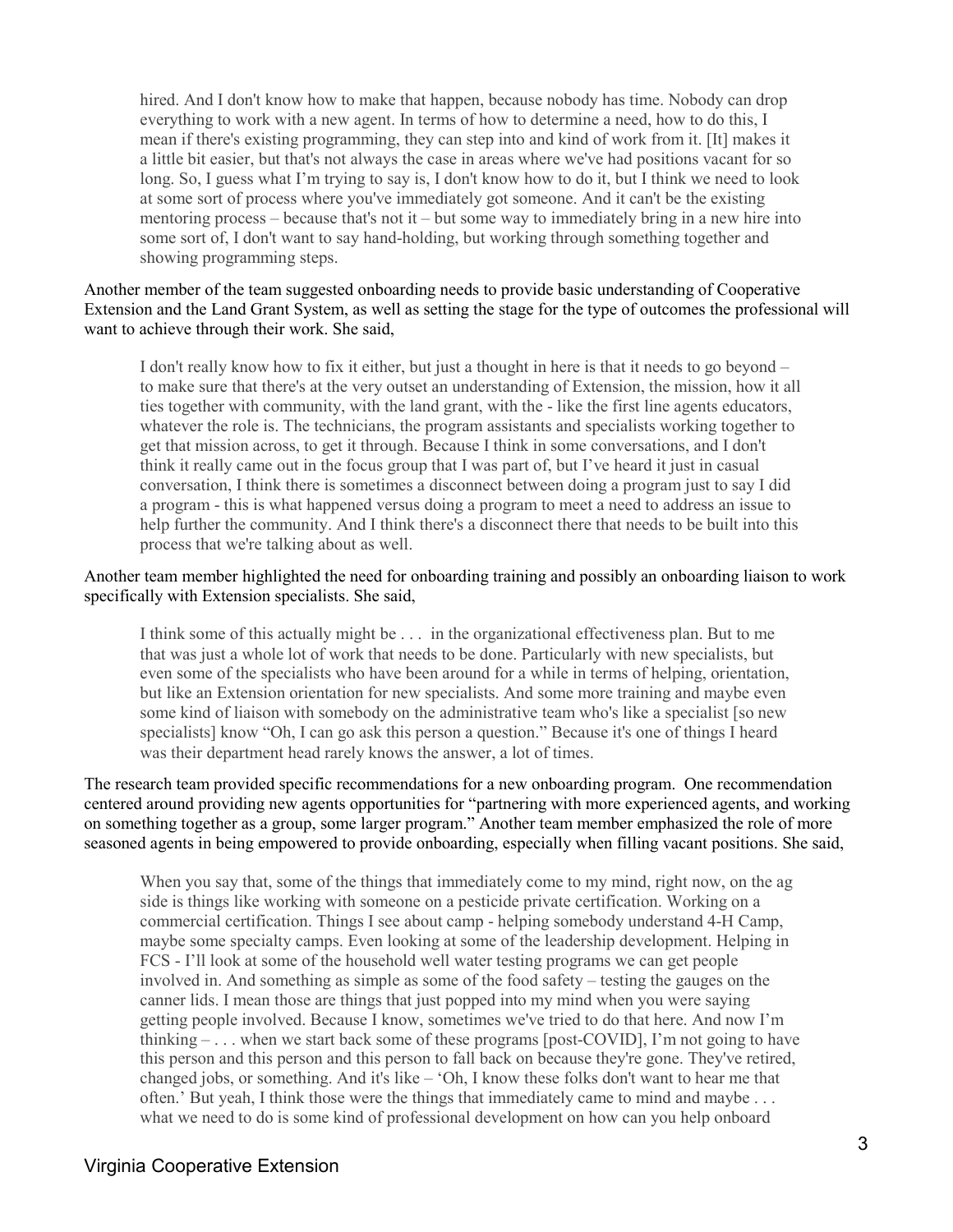> hired. And I don't know how to make that happen, because nobody has time. Nobody can drop everything to work with a new agent. In terms of how to determine a need, how to do this, I mean if there's existing programming, they can step into and kind of work from it. [It] makes it a little bit easier, but that's not always the case in areas where we've had positions vacant for so long. So, I guess what I'm trying to say is, I don't know how to do it, but I think we need to look at some sort of process where you've immediately got someone. And it can't be the existing mentoring process – because that's not it – but some way to immediately bring in a new hire into some sort of, I don't want to say hand-holding, but working through something together and showing programming steps.

Another member of the team suggested onboarding needs to provide basic understanding of Cooperative Extension and the Land Grant System, as well as setting the stage for the type of outcomes the professional will want to achieve through their work. She said,

> I don't really know how to fix it either, but just a thought in here is that it needs to go beyond – to make sure that there's at the very outset an understanding of Extension, the mission, how it all ties together with community, with the land grant, with the - like the first line agents educators, whatever the role is. The technicians, the program assistants and specialists working together to get that mission across, to get it through. Because I think in some conversations, and I don't think it really came out in the focus group that I was part of, but I've heard it just in casual conversation, I think there is sometimes a disconnect between doing a program just to say I did a program - this is what happened versus doing a program to meet a need to address an issue to help further the community. And I think there's a disconnect there that needs to be built into this process that we're talking about as well.

Another team member highlighted the need for onboarding training and possibly an onboarding liaison to work specifically with Extension specialists. She said,

> I think some of this actually might be . . . in the organizational effectiveness plan. But to me that was just a whole lot of work that needs to be done. Particularly with new specialists, but even some of the specialists who have been around for a while in terms of helping, orientation, but like an Extension orientation for new specialists. And some more training and maybe even some kind of liaison with somebody on the administrative team who's like a specialist [so new specialists] know "Oh, I can go ask this person a question." Because it's one of things I heard was their department head rarely knows the answer, a lot of times.

The research team provided specific recommendations for a new onboarding program. One recommendation centered around providing new agents opportunities for "partnering with more experienced agents, and working on something together as a group, some larger program." Another team member emphasized the role of more seasoned agents in being empowered to provide onboarding, especially when filling vacant positions. She said,

> When you say that, some of the things that immediately come to my mind, right now, on the ag side is things like working with someone on a pesticide private certification. Working on a commercial certification. Things I see about camp - helping somebody understand 4-H Camp, maybe some specialty camps. Even looking at some of the leadership development. Helping in FCS - I'll look at some of the household well water testing programs we can get people involved in. And something as simple as some of the food safety – testing the gauges on the canner lids. I mean those are things that just popped into my mind when you were saying getting people involved. Because I know, sometimes we've tried to do that here. And now I'm thinking – . . . when we start back some of these programs [post-COVID], I'm not going to have this person and this person and this person to fall back on because they're gone. They've retired, changed jobs, or something. And it's like – 'Oh, I know these folks don't want to hear me that often.' But yeah, I think those were the things that immediately came to mind and maybe . . . what we need to do is some kind of professional development on how can you help onboard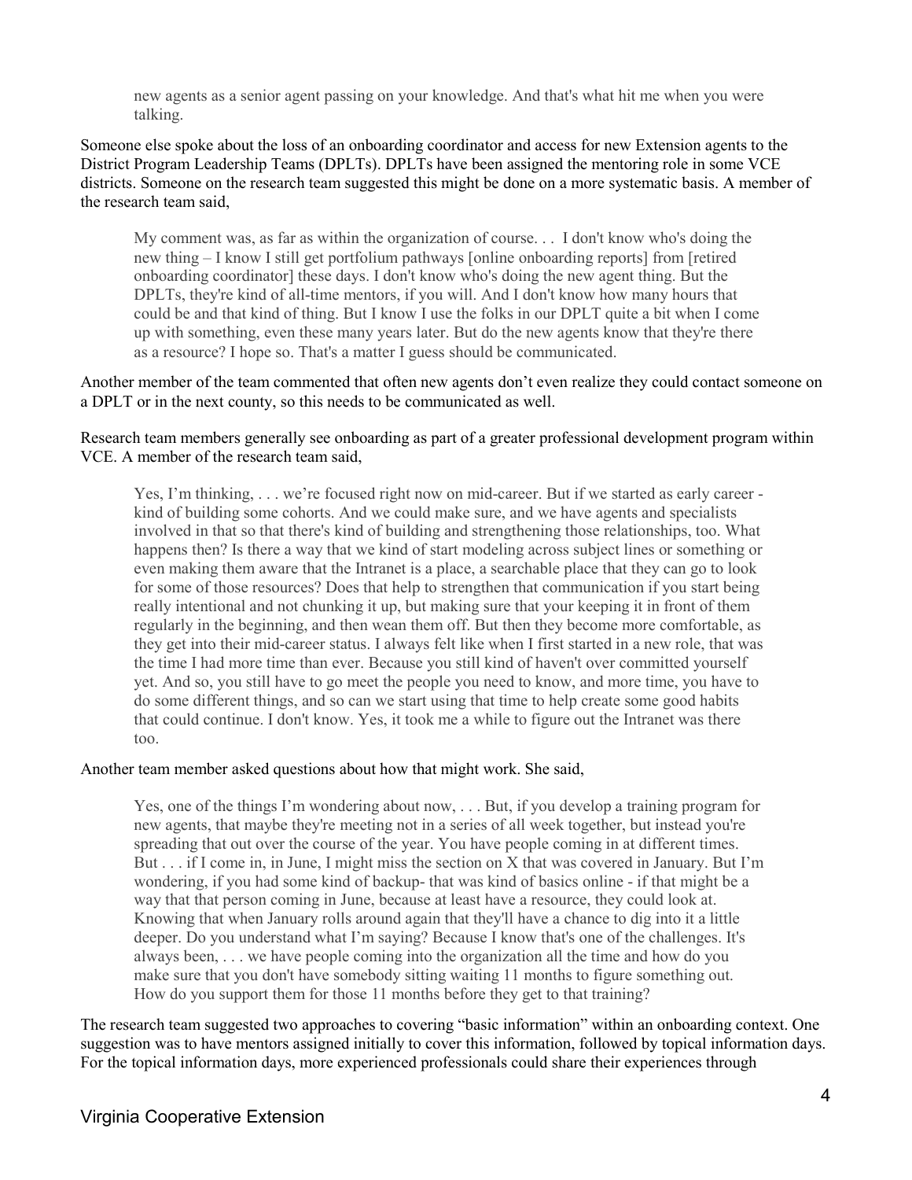> new agents as a senior agent passing on your knowledge. And that's what hit me when you were talking.

Someone else spoke about the loss of an onboarding coordinator and access for new Extension agents to the District Program Leadership Teams (DPLTs). DPLTs have been assigned the mentoring role in some VCE districts. Someone on the research team suggested this might be done on a more systematic basis. A member of the research team said,

> My comment was, as far as within the organization of course. . . I don't know who's doing the new thing – I know I still get portfolium pathways [online onboarding reports] from [retired onboarding coordinator] these days. I don't know who's doing the new agent thing. But the DPLTs, they're kind of all-time mentors, if you will. And I don't know how many hours that could be and that kind of thing. But I know I use the folks in our DPLT quite a bit when I come up with something, even these many years later. But do the new agents know that they're there as a resource? I hope so. That's a matter I guess should be communicated.

Another member of the team commented that often new agents don't even realize they could contact someone on a DPLT or in the next county, so this needs to be communicated as well.

Research team members generally see onboarding as part of a greater professional development program within VCE. A member of the research team said,

> Yes, I'm thinking, . . . we're focused right now on mid-career. But if we started as early career - kind of building some cohorts. And we could make sure, and we have agents and specialists involved in that so that there's kind of building and strengthening those relationships, too. What happens then? Is there a way that we kind of start modeling across subject lines or something or even making them aware that the Intranet is a place, a searchable place that they can go to look for some of those resources? Does that help to strengthen that communication if you start being really intentional and not chunking it up, but making sure that your keeping it in front of them regularly in the beginning, and then wean them off. But then they become more comfortable, as they get into their mid-career status. I always felt like when I first started in a new role, that was the time I had more time than ever. Because you still kind of haven't over committed yourself yet. And so, you still have to go meet the people you need to know, and more time, you have to do some different things, and so can we start using that time to help create some good habits that could continue. I don't know. Yes, it took me a while to figure out the Intranet was there too.

Another team member asked questions about how that might work. She said,

> Yes, one of the things I'm wondering about now, . . . But, if you develop a training program for new agents, that maybe they're meeting not in a series of all week together, but instead you're spreading that out over the course of the year. You have people coming in at different times. But . . . if I come in, in June, I might miss the section on X that was covered in January. But I'm wondering, if you had some kind of backup- that was kind of basics online - if that might be a way that that person coming in June, because at least have a resource, they could look at. Knowing that when January rolls around again that they'll have a chance to dig into it a little deeper. Do you understand what I'm saying? Because I know that's one of the challenges. It's always been, . . . we have people coming into the organization all the time and how do you make sure that you don't have somebody sitting waiting 11 months to figure something out. How do you support them for those 11 months before they get to that training?

The research team suggested two approaches to covering "basic information" within an onboarding context. One suggestion was to have mentors assigned initially to cover this information, followed by topical information days. For the topical information days, more experienced professionals could share their experiences through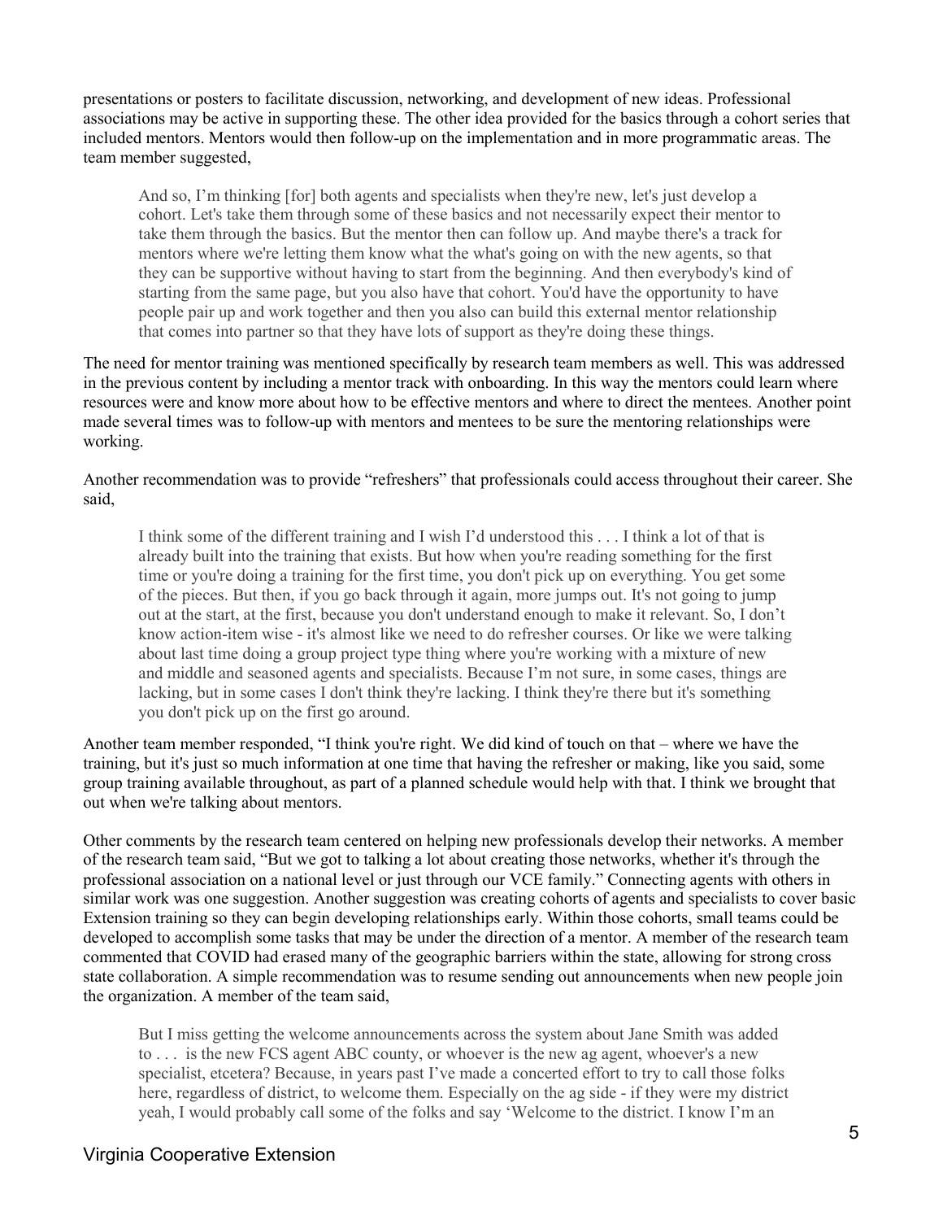presentations or posters to facilitate discussion, networking, and development of new ideas. Professional associations may be active in supporting these. The other idea provided for the basics through a cohort series that included mentors. Mentors would then follow-up on the implementation and in more programmatic areas. The team member suggested,

> And so, I'm thinking [for] both agents and specialists when they're new, let's just develop a cohort. Let's take them through some of these basics and not necessarily expect their mentor to take them through the basics. But the mentor then can follow up. And maybe there's a track for mentors where we're letting them know what the what's going on with the new agents, so that they can be supportive without having to start from the beginning. And then everybody's kind of starting from the same page, but you also have that cohort. You'd have the opportunity to have people pair up and work together and then you also can build this external mentor relationship that comes into partner so that they have lots of support as they're doing these things.

The need for mentor training was mentioned specifically by research team members as well. This was addressed in the previous content by including a mentor track with onboarding. In this way the mentors could learn where resources were and know more about how to be effective mentors and where to direct the mentees. Another point made several times was to follow-up with mentors and mentees to be sure the mentoring relationships were working.

Another recommendation was to provide "refreshers" that professionals could access throughout their career. She said,

> I think some of the different training and I wish I'd understood this . . . I think a lot of that is already built into the training that exists. But how when you're reading something for the first time or you're doing a training for the first time, you don't pick up on everything. You get some of the pieces. But then, if you go back through it again, more jumps out. It's not going to jump out at the start, at the first, because you don't understand enough to make it relevant. So, I don't know action-item wise - it's almost like we need to do refresher courses. Or like we were talking about last time doing a group project type thing where you're working with a mixture of new and middle and seasoned agents and specialists. Because I'm not sure, in some cases, things are lacking, but in some cases I don't think they're lacking. I think they're there but it's something you don't pick up on the first go around.

Another team member responded, "I think you're right. We did kind of touch on that – where we have the training, but it's just so much information at one time that having the refresher or making, like you said, some group training available throughout, as part of a planned schedule would help with that. I think we brought that out when we're talking about mentors.

Other comments by the research team centered on helping new professionals develop their networks. A member of the research team said, "But we got to talking a lot about creating those networks, whether it's through the professional association on a national level or just through our VCE family." Connecting agents with others in similar work was one suggestion. Another suggestion was creating cohorts of agents and specialists to cover basic Extension training so they can begin developing relationships early. Within those cohorts, small teams could be developed to accomplish some tasks that may be under the direction of a mentor. A member of the research team commented that COVID had erased many of the geographic barriers within the state, allowing for strong cross state collaboration. A simple recommendation was to resume sending out announcements when new people join the organization. A member of the team said,

> But I miss getting the welcome announcements across the system about Jane Smith was added to . . . is the new FCS agent ABC county, or whoever is the new ag agent, whoever's a new specialist, etcetera? Because, in years past I've made a concerted effort to try to call those folks here, regardless of district, to welcome them. Especially on the ag side - if they were my district yeah, I would probably call some of the folks and say 'Welcome to the district. I know I'm an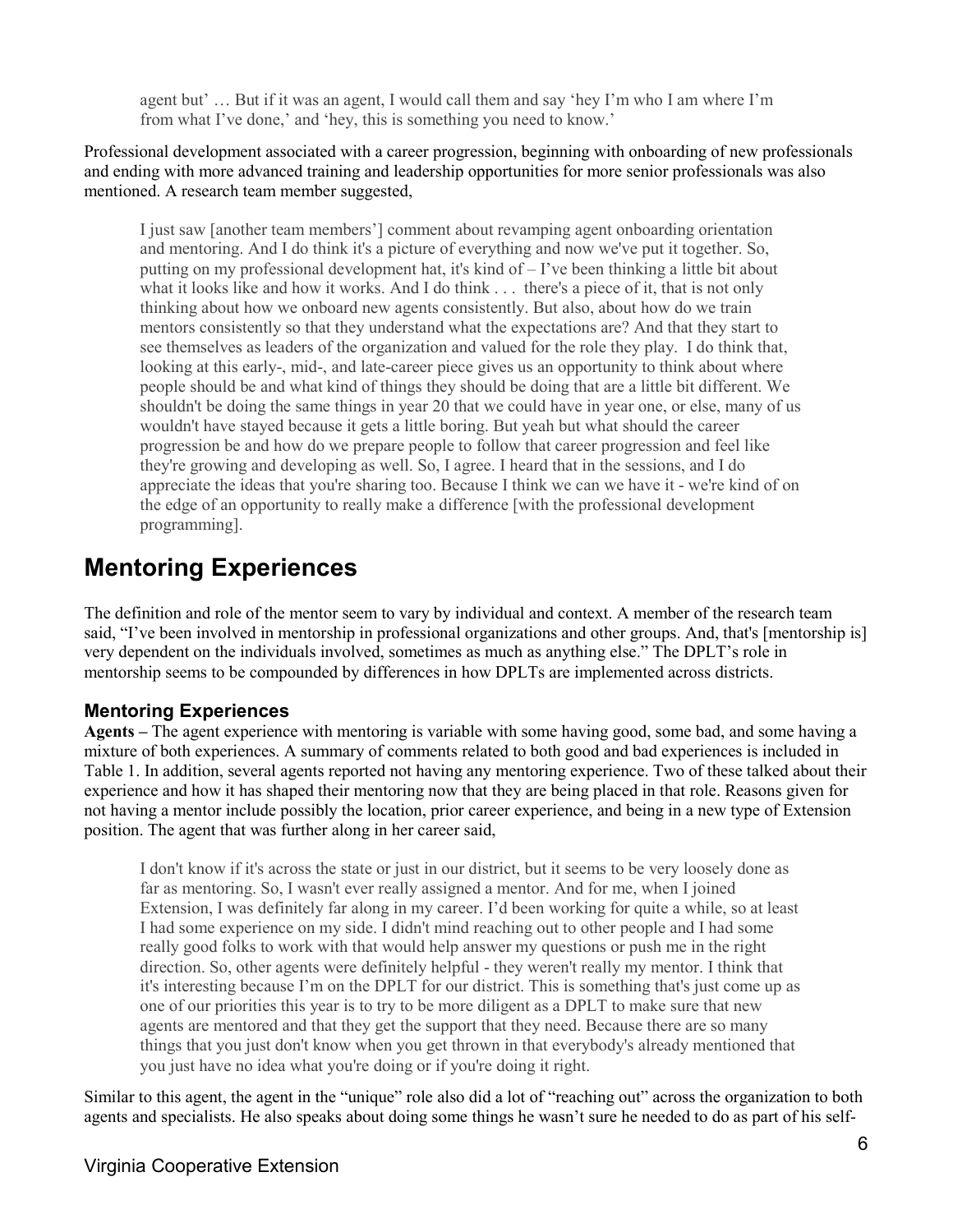> agent but' … But if it was an agent, I would call them and say 'hey I'm who I am where I'm from what I've done,' and 'hey, this is something you need to know.'

Professional development associated with a career progression, beginning with onboarding of new professionals and ending with more advanced training and leadership opportunities for more senior professionals was also mentioned. A research team member suggested,

> I just saw [another team members'] comment about revamping agent onboarding orientation and mentoring. And I do think it's a picture of everything and now we've put it together. So, putting on my professional development hat, it's kind of – I've been thinking a little bit about what it looks like and how it works. And I do think . . . there's a piece of it, that is not only thinking about how we onboard new agents consistently. But also, about how do we train mentors consistently so that they understand what the expectations are? And that they start to see themselves as leaders of the organization and valued for the role they play. I do think that, looking at this early-, mid-, and late-career piece gives us an opportunity to think about where people should be and what kind of things they should be doing that are a little bit different. We shouldn't be doing the same things in year 20 that we could have in year one, or else, many of us wouldn't have stayed because it gets a little boring. But yeah but what should the career progression be and how do we prepare people to follow that career progression and feel like they're growing and developing as well. So, I agree. I heard that in the sessions, and I do appreciate the ideas that you're sharing too. Because I think we can we have it - we're kind of on the edge of an opportunity to really make a difference [with the professional development programming].

# Mentoring Experiences

The definition and role of the mentor seem to vary by individual and context. A member of the research team said, "I've been involved in mentorship in professional organizations and other groups. And, that's [mentorship is] very dependent on the individuals involved, sometimes as much as anything else." The DPLT's role in mentorship seems to be compounded by differences in how DPLTs are implemented across districts.

## Mentoring Experiences

**Agents –** The agent experience with mentoring is variable with some having good, some bad, and some having a mixture of both experiences. A summary of comments related to both good and bad experiences is included in Table 1. In addition, several agents reported not having any mentoring experience. Two of these talked about their experience and how it has shaped their mentoring now that they are being placed in that role. Reasons given for not having a mentor include possibly the location, prior career experience, and being in a new type of Extension position. The agent that was further along in her career said,

> I don't know if it's across the state or just in our district, but it seems to be very loosely done as far as mentoring. So, I wasn't ever really assigned a mentor. And for me, when I joined Extension, I was definitely far along in my career. I'd been working for quite a while, so at least I had some experience on my side. I didn't mind reaching out to other people and I had some really good folks to work with that would help answer my questions or push me in the right direction. So, other agents were definitely helpful - they weren't really my mentor. I think that it's interesting because I'm on the DPLT for our district. This is something that's just come up as one of our priorities this year is to try to be more diligent as a DPLT to make sure that new agents are mentored and that they get the support that they need. Because there are so many things that you just don't know when you get thrown in that everybody's already mentioned that you just have no idea what you're doing or if you're doing it right.

Similar to this agent, the agent in the "unique" role also did a lot of "reaching out" across the organization to both agents and specialists. He also speaks about doing some things he wasn't sure he needed to do as part of his self-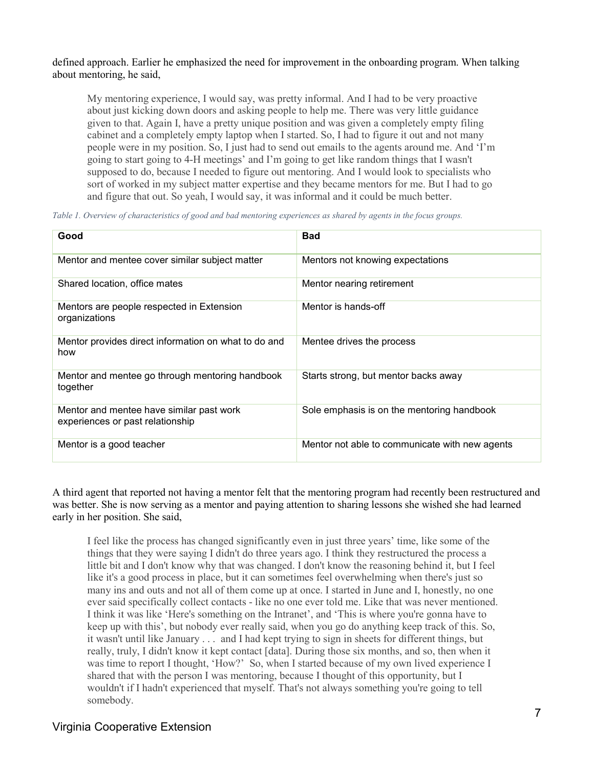defined approach. Earlier he emphasized the need for improvement in the onboarding program. When talking about mentoring, he said,

> My mentoring experience, I would say, was pretty informal. And I had to be very proactive about just kicking down doors and asking people to help me. There was very little guidance given to that. Again I, have a pretty unique position and was given a completely empty filing cabinet and a completely empty laptop when I started. So, I had to figure it out and not many people were in my position. So, I just had to send out emails to the agents around me. And 'I'm going to start going to 4-H meetings' and I'm going to get like random things that I wasn't supposed to do, because I needed to figure out mentoring. And I would look to specialists who sort of worked in my subject matter expertise and they became mentors for me. But I had to go and figure that out. So yeah, I would say, it was informal and it could be much better.

*Table 1. Overview of characteristics of good and bad mentoring experiences as shared by agents in the focus groups.*

| Good | Bad |
|---|---|
| Mentor and mentee cover similar subject matter | Mentors not knowing expectations |
| Shared location, office mates | Mentor nearing retirement |
| Mentors are people respected in Extension organizations | Mentor is hands-off |
| Mentor provides direct information on what to do and how | Mentee drives the process |
| Mentor and mentee go through mentoring handbook together | Starts strong, but mentor backs away |
| Mentor and mentee have similar past work experiences or past relationship | Sole emphasis is on the mentoring handbook |
| Mentor is a good teacher | Mentor not able to communicate with new agents |

A third agent that reported not having a mentor felt that the mentoring program had recently been restructured and was better. She is now serving as a mentor and paying attention to sharing lessons she wished she had learned early in her position. She said,

> I feel like the process has changed significantly even in just three years' time, like some of the things that they were saying I didn't do three years ago. I think they restructured the process a little bit and I don't know why that was changed. I don't know the reasoning behind it, but I feel like it's a good process in place, but it can sometimes feel overwhelming when there's just so many ins and outs and not all of them come up at once. I started in June and I, honestly, no one ever said specifically collect contacts - like no one ever told me. Like that was never mentioned. I think it was like 'Here's something on the Intranet', and 'This is where you're gonna have to keep up with this', but nobody ever really said, when you go do anything keep track of this. So, it wasn't until like January . . . and I had kept trying to sign in sheets for different things, but really, truly, I didn't know it kept contact [data]. During those six months, and so, then when it was time to report I thought, 'How?' So, when I started because of my own lived experience I shared that with the person I was mentoring, because I thought of this opportunity, but I wouldn't if I hadn't experienced that myself. That's not always something you're going to tell somebody.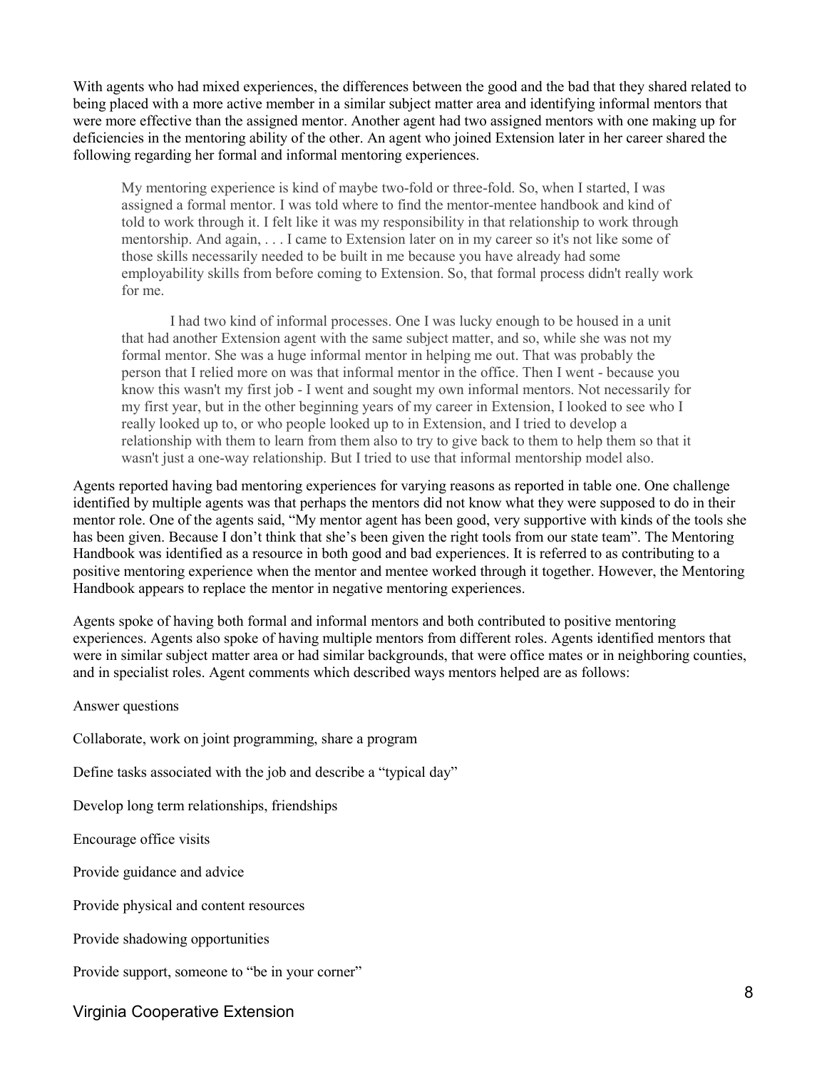With agents who had mixed experiences, the differences between the good and the bad that they shared related to being placed with a more active member in a similar subject matter area and identifying informal mentors that were more effective than the assigned mentor. Another agent had two assigned mentors with one making up for deficiencies in the mentoring ability of the other. An agent who joined Extension later in her career shared the following regarding her formal and informal mentoring experiences.

> My mentoring experience is kind of maybe two-fold or three-fold. So, when I started, I was assigned a formal mentor. I was told where to find the mentor-mentee handbook and kind of told to work through it. I felt like it was my responsibility in that relationship to work through mentorship. And again, . . . I came to Extension later on in my career so it's not like some of those skills necessarily needed to be built in me because you have already had some employability skills from before coming to Extension. So, that formal process didn't really work for me.
>
> I had two kind of informal processes. One I was lucky enough to be housed in a unit that had another Extension agent with the same subject matter, and so, while she was not my formal mentor. She was a huge informal mentor in helping me out. That was probably the person that I relied more on was that informal mentor in the office. Then I went - because you know this wasn't my first job - I went and sought my own informal mentors. Not necessarily for my first year, but in the other beginning years of my career in Extension, I looked to see who I really looked up to, or who people looked up to in Extension, and I tried to develop a relationship with them to learn from them also to try to give back to them to help them so that it wasn't just a one-way relationship. But I tried to use that informal mentorship model also.

Agents reported having bad mentoring experiences for varying reasons as reported in table one. One challenge identified by multiple agents was that perhaps the mentors did not know what they were supposed to do in their mentor role. One of the agents said, "My mentor agent has been good, very supportive with kinds of the tools she has been given. Because I don't think that she's been given the right tools from our state team". The Mentoring Handbook was identified as a resource in both good and bad experiences. It is referred to as contributing to a positive mentoring experience when the mentor and mentee worked through it together. However, the Mentoring Handbook appears to replace the mentor in negative mentoring experiences.

Agents spoke of having both formal and informal mentors and both contributed to positive mentoring experiences. Agents also spoke of having multiple mentors from different roles. Agents identified mentors that were in similar subject matter area or had similar backgrounds, that were office mates or in neighboring counties, and in specialist roles. Agent comments which described ways mentors helped are as follows:

Answer questions

Collaborate, work on joint programming, share a program

Define tasks associated with the job and describe a "typical day"

Develop long term relationships, friendships

Encourage office visits

Provide guidance and advice

Provide physical and content resources

Provide shadowing opportunities

Provide support, someone to "be in your corner"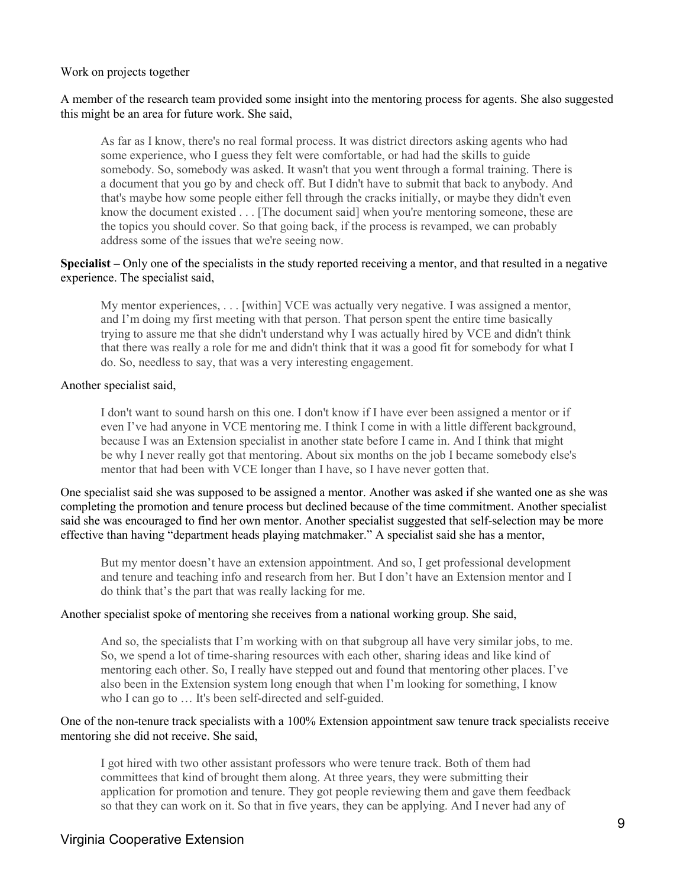Work on projects together

A member of the research team provided some insight into the mentoring process for agents. She also suggested this might be an area for future work. She said,

> As far as I know, there's no real formal process. It was district directors asking agents who had some experience, who I guess they felt were comfortable, or had had the skills to guide somebody. So, somebody was asked. It wasn't that you went through a formal training. There is a document that you go by and check off. But I didn't have to submit that back to anybody. And that's maybe how some people either fell through the cracks initially, or maybe they didn't even know the document existed . . . [The document said] when you're mentoring someone, these are the topics you should cover. So that going back, if the process is revamped, we can probably address some of the issues that we're seeing now.

**Specialist –** Only one of the specialists in the study reported receiving a mentor, and that resulted in a negative experience. The specialist said,

> My mentor experiences, . . . [within] VCE was actually very negative. I was assigned a mentor, and I'm doing my first meeting with that person. That person spent the entire time basically trying to assure me that she didn't understand why I was actually hired by VCE and didn't think that there was really a role for me and didn't think that it was a good fit for somebody for what I do. So, needless to say, that was a very interesting engagement.

Another specialist said,

> I don't want to sound harsh on this one. I don't know if I have ever been assigned a mentor or if even I've had anyone in VCE mentoring me. I think I come in with a little different background, because I was an Extension specialist in another state before I came in. And I think that might be why I never really got that mentoring. About six months on the job I became somebody else's mentor that had been with VCE longer than I have, so I have never gotten that.

One specialist said she was supposed to be assigned a mentor. Another was asked if she wanted one as she was completing the promotion and tenure process but declined because of the time commitment. Another specialist said she was encouraged to find her own mentor. Another specialist suggested that self-selection may be more effective than having "department heads playing matchmaker." A specialist said she has a mentor,

> But my mentor doesn't have an extension appointment. And so, I get professional development and tenure and teaching info and research from her. But I don't have an Extension mentor and I do think that's the part that was really lacking for me.

Another specialist spoke of mentoring she receives from a national working group. She said,

> And so, the specialists that I'm working with on that subgroup all have very similar jobs, to me. So, we spend a lot of time-sharing resources with each other, sharing ideas and like kind of mentoring each other. So, I really have stepped out and found that mentoring other places. I've also been in the Extension system long enough that when I'm looking for something, I know who I can go to … It's been self-directed and self-guided.

One of the non-tenure track specialists with a 100% Extension appointment saw tenure track specialists receive mentoring she did not receive. She said,

> I got hired with two other assistant professors who were tenure track. Both of them had committees that kind of brought them along. At three years, they were submitting their application for promotion and tenure. They got people reviewing them and gave them feedback so that they can work on it. So that in five years, they can be applying. And I never had any of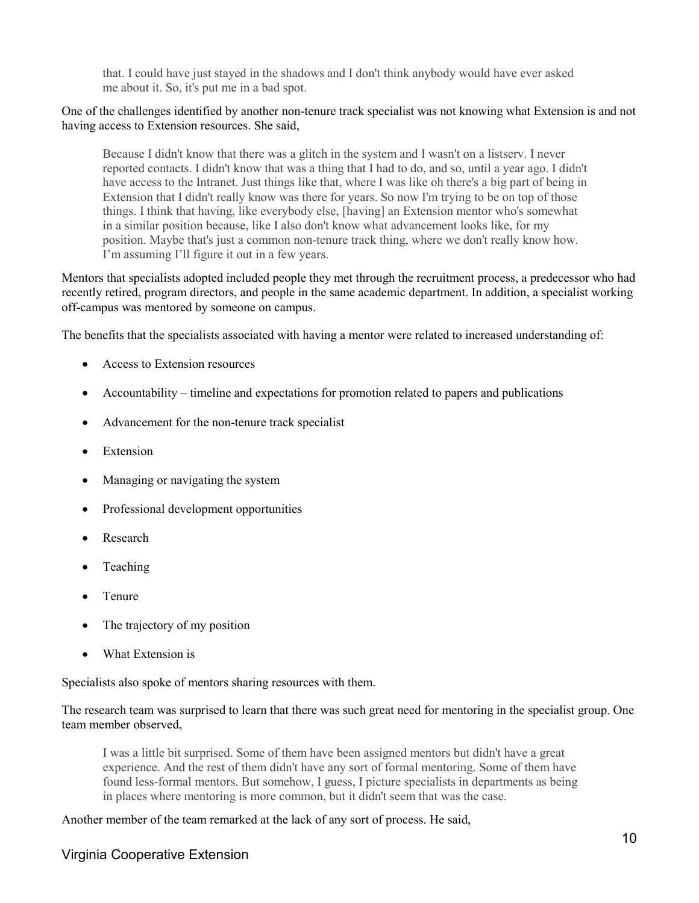> that. I could have just stayed in the shadows and I don't think anybody would have ever asked me about it. So, it's put me in a bad spot.

One of the challenges identified by another non-tenure track specialist was not knowing what Extension is and not having access to Extension resources. She said,

> Because I didn't know that there was a glitch in the system and I wasn't on a listserv. I never reported contacts. I didn't know that was a thing that I had to do, and so, until a year ago. I didn't have access to the Intranet. Just things like that, where I was like oh there's a big part of being in Extension that I didn't really know was there for years. So now I'm trying to be on top of those things. I think that having, like everybody else, [having] an Extension mentor who's somewhat in a similar position because, like I also don't know what advancement looks like, for my position. Maybe that's just a common non-tenure track thing, where we don't really know how. I'm assuming I'll figure it out in a few years.

Mentors that specialists adopted included people they met through the recruitment process, a predecessor who had recently retired, program directors, and people in the same academic department. In addition, a specialist working off-campus was mentored by someone on campus.

The benefits that the specialists associated with having a mentor were related to increased understanding of:

- Access to Extension resources
- Accountability – timeline and expectations for promotion related to papers and publications
- Advancement for the non-tenure track specialist
- Extension
- Managing or navigating the system
- Professional development opportunities
- Research
- Teaching
- Tenure
- The trajectory of my position
- What Extension is

Specialists also spoke of mentors sharing resources with them.

The research team was surprised to learn that there was such great need for mentoring in the specialist group. One team member observed,

> I was a little bit surprised. Some of them have been assigned mentors but didn't have a great experience. And the rest of them didn't have any sort of formal mentoring. Some of them have found less-formal mentors. But somehow, I guess, I picture specialists in departments as being in places where mentoring is more common, but it didn't seem that was the case.

Another member of the team remarked at the lack of any sort of process. He said,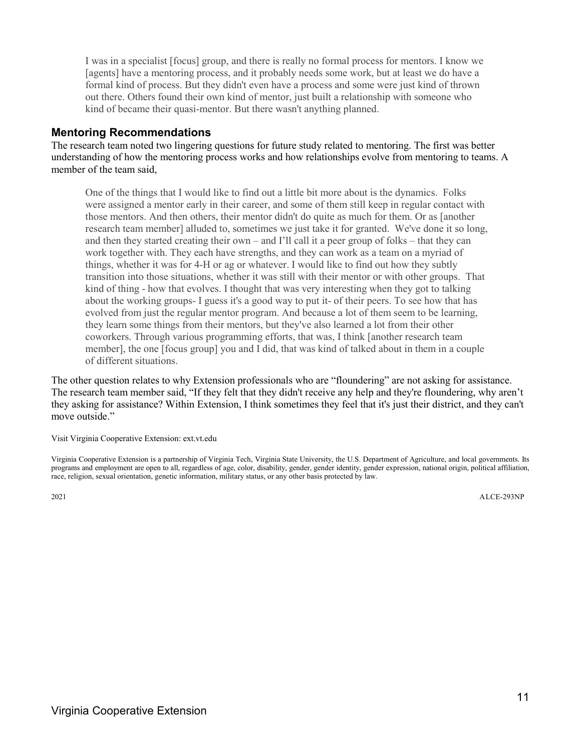> I was in a specialist [focus] group, and there is really no formal process for mentors. I know we [agents] have a mentoring process, and it probably needs some work, but at least we do have a formal kind of process. But they didn't even have a process and some were just kind of thrown out there. Others found their own kind of mentor, just built a relationship with someone who kind of became their quasi-mentor. But there wasn't anything planned.

## Mentoring Recommendations

The research team noted two lingering questions for future study related to mentoring. The first was better understanding of how the mentoring process works and how relationships evolve from mentoring to teams. A member of the team said,

> One of the things that I would like to find out a little bit more about is the dynamics. Folks were assigned a mentor early in their career, and some of them still keep in regular contact with those mentors. And then others, their mentor didn't do quite as much for them. Or as [another research team member] alluded to, sometimes we just take it for granted. We've done it so long, and then they started creating their own – and I'll call it a peer group of folks – that they can work together with. They each have strengths, and they can work as a team on a myriad of things, whether it was for 4-H or ag or whatever. I would like to find out how they subtly transition into those situations, whether it was still with their mentor or with other groups. That kind of thing - how that evolves. I thought that was very interesting when they got to talking about the working groups- I guess it's a good way to put it- of their peers. To see how that has evolved from just the regular mentor program. And because a lot of them seem to be learning, they learn some things from their mentors, but they've also learned a lot from their other coworkers. Through various programming efforts, that was, I think [another research team member], the one [focus group] you and I did, that was kind of talked about in them in a couple of different situations.

The other question relates to why Extension professionals who are "floundering" are not asking for assistance. The research team member said, "If they felt that they didn't receive any help and they're floundering, why aren't they asking for assistance? Within Extension, I think sometimes they feel that it's just their district, and they can't move outside."

Visit Virginia Cooperative Extension: ext.vt.edu

Virginia Cooperative Extension is a partnership of Virginia Tech, Virginia State University, the U.S. Department of Agriculture, and local governments. Its programs and employment are open to all, regardless of age, color, disability, gender, gender identity, gender expression, national origin, political affiliation, race, religion, sexual orientation, genetic information, military status, or any other basis protected by law.

2021 ALCE-293NP